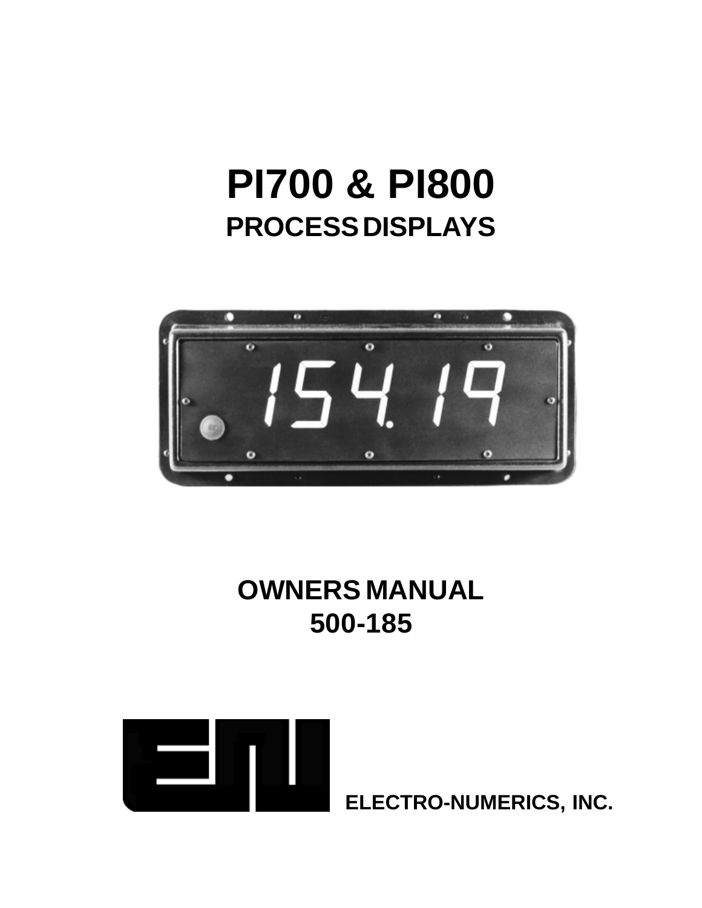# PI700 & PI800

## PROCESS DISPLAYS

## OWNERS MANUAL

## 500-185

**ELECTRO-NUMERICS, INC.**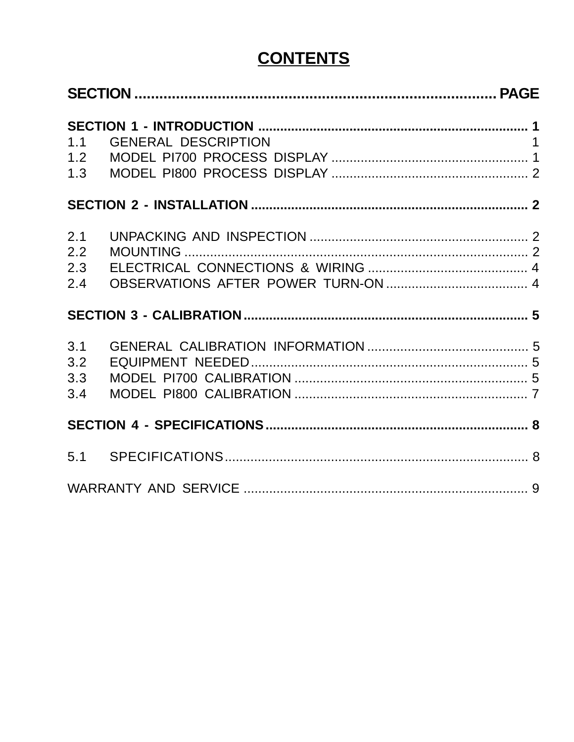# CONTENTS

| SECTION | | PAGE |
|---|---|---|
| **SECTION 1 - INTRODUCTION** | | **1** |
| 1.1 | GENERAL DESCRIPTION | 1 |
| 1.2 | MODEL PI700 PROCESS DISPLAY | 1 |
| 1.3 | MODEL PI800 PROCESS DISPLAY | 2 |
| **SECTION 2 - INSTALLATION** | | **2** |
| 2.1 | UNPACKING AND INSPECTION | 2 |
| 2.2 | MOUNTING | 2 |
| 2.3 | ELECTRICAL CONNECTIONS & WIRING | 4 |
| 2.4 | OBSERVATIONS AFTER POWER TURN-ON | 4 |
| **SECTION 3 - CALIBRATION** | | **5** |
| 3.1 | GENERAL CALIBRATION INFORMATION | 5 |
| 3.2 | EQUIPMENT NEEDED | 5 |
| 3.3 | MODEL PI700 CALIBRATION | 5 |
| 3.4 | MODEL PI800 CALIBRATION | 7 |
| **SECTION 4 - SPECIFICATIONS** | | **8** |
| 5.1 | SPECIFICATIONS | 8 |
| WARRANTY AND SERVICE | | 9 |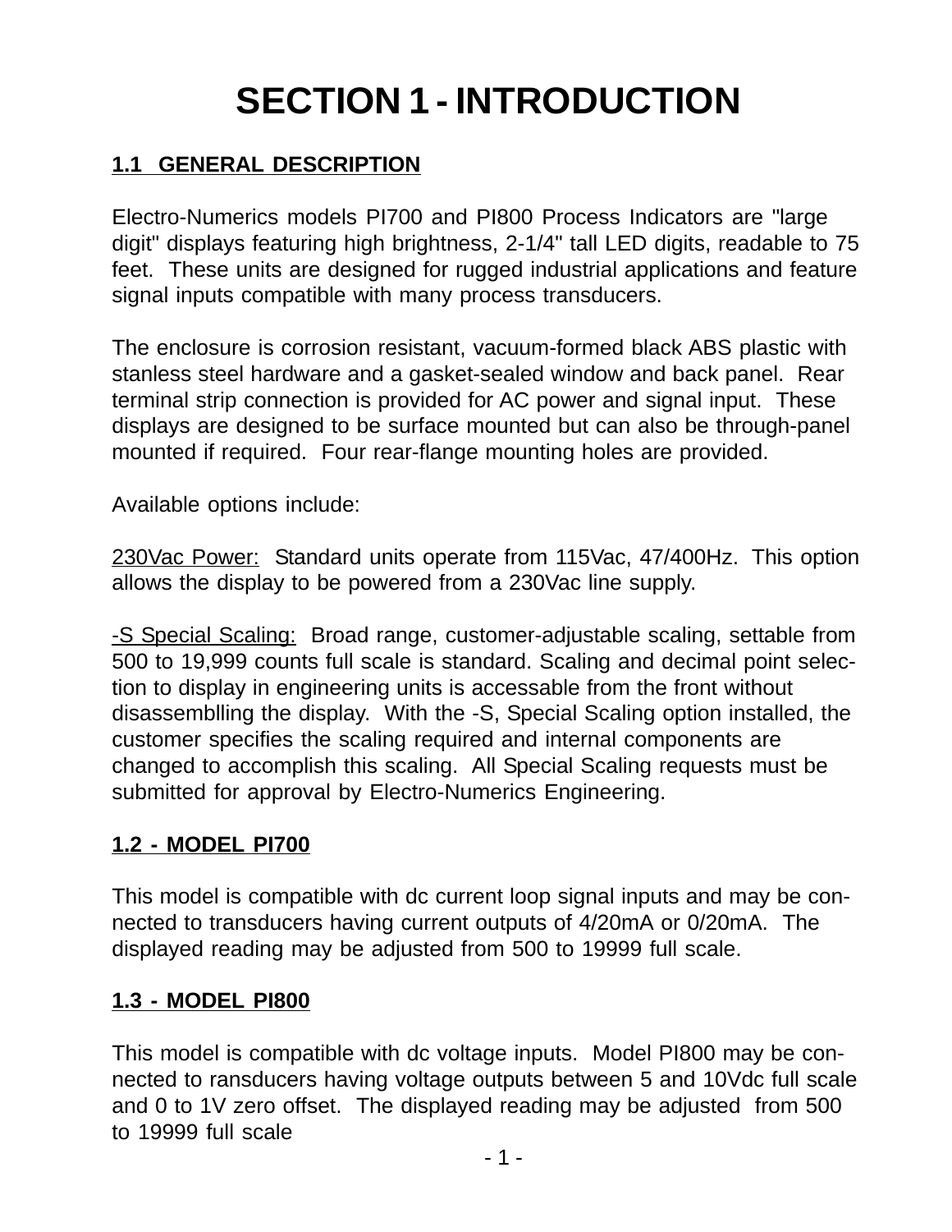# SECTION 1 - INTRODUCTION

## 1.1 GENERAL DESCRIPTION

Electro-Numerics models PI700 and PI800 Process Indicators are "large digit" displays featuring high brightness, 2-1/4" tall LED digits, readable to 75 feet. These units are designed for rugged industrial applications and feature signal inputs compatible with many process transducers.

The enclosure is corrosion resistant, vacuum-formed black ABS plastic with stanless steel hardware and a gasket-sealed window and back panel. Rear terminal strip connection is provided for AC power and signal input. These displays are designed to be surface mounted but can also be through-panel mounted if required. Four rear-flange mounting holes are provided.

Available options include:

230Vac Power: Standard units operate from 115Vac, 47/400Hz. This option allows the display to be powered from a 230Vac line supply.

-S Special Scaling: Broad range, customer-adjustable scaling, settable from 500 to 19,999 counts full scale is standard. Scaling and decimal point selection to display in engineering units is accessable from the front without disassemblling the display. With the -S, Special Scaling option installed, the customer specifies the scaling required and internal components are changed to accomplish this scaling. All Special Scaling requests must be submitted for approval by Electro-Numerics Engineering.

## 1.2 - MODEL PI700

This model is compatible with dc current loop signal inputs and may be connected to transducers having current outputs of 4/20mA or 0/20mA. The displayed reading may be adjusted from 500 to 19999 full scale.

## 1.3 - MODEL PI800

This model is compatible with dc voltage inputs. Model PI800 may be connected to ransducers having voltage outputs between 5 and 10Vdc full scale and 0 to 1V zero offset. The displayed reading may be adjusted from 500 to 19999 full scale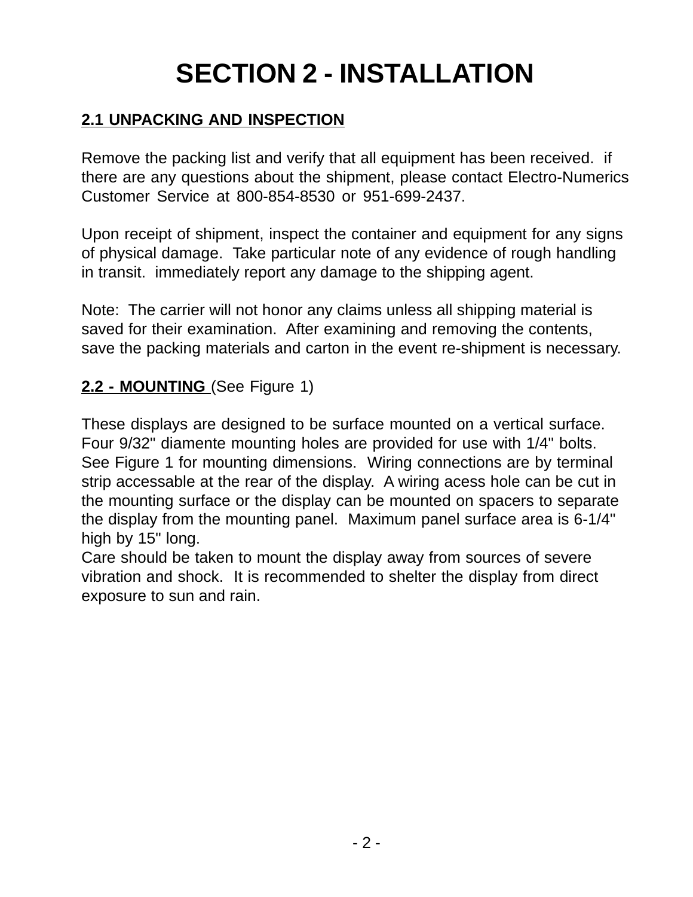# SECTION 2 - INSTALLATION

## 2.1 UNPACKING AND INSPECTION

Remove the packing list and verify that all equipment has been received. if there are any questions about the shipment, please contact Electro-Numerics Customer Service at 800-854-8530 or 951-699-2437.

Upon receipt of shipment, inspect the container and equipment for any signs of physical damage. Take particular note of any evidence of rough handling in transit. immediately report any damage to the shipping agent.

Note: The carrier will not honor any claims unless all shipping material is saved for their examination. After examining and removing the contents, save the packing materials and carton in the event re-shipment is necessary.

## 2.2 - MOUNTING (See Figure 1)

These displays are designed to be surface mounted on a vertical surface. Four 9/32" diamente mounting holes are provided for use with 1/4" bolts. See Figure 1 for mounting dimensions. Wiring connections are by terminal strip accessable at the rear of the display. A wiring acess hole can be cut in the mounting surface or the display can be mounted on spacers to separate the display from the mounting panel. Maximum panel surface area is 6-1/4" high by 15" long.
Care should be taken to mount the display away from sources of severe vibration and shock. It is recommended to shelter the display from direct exposure to sun and rain.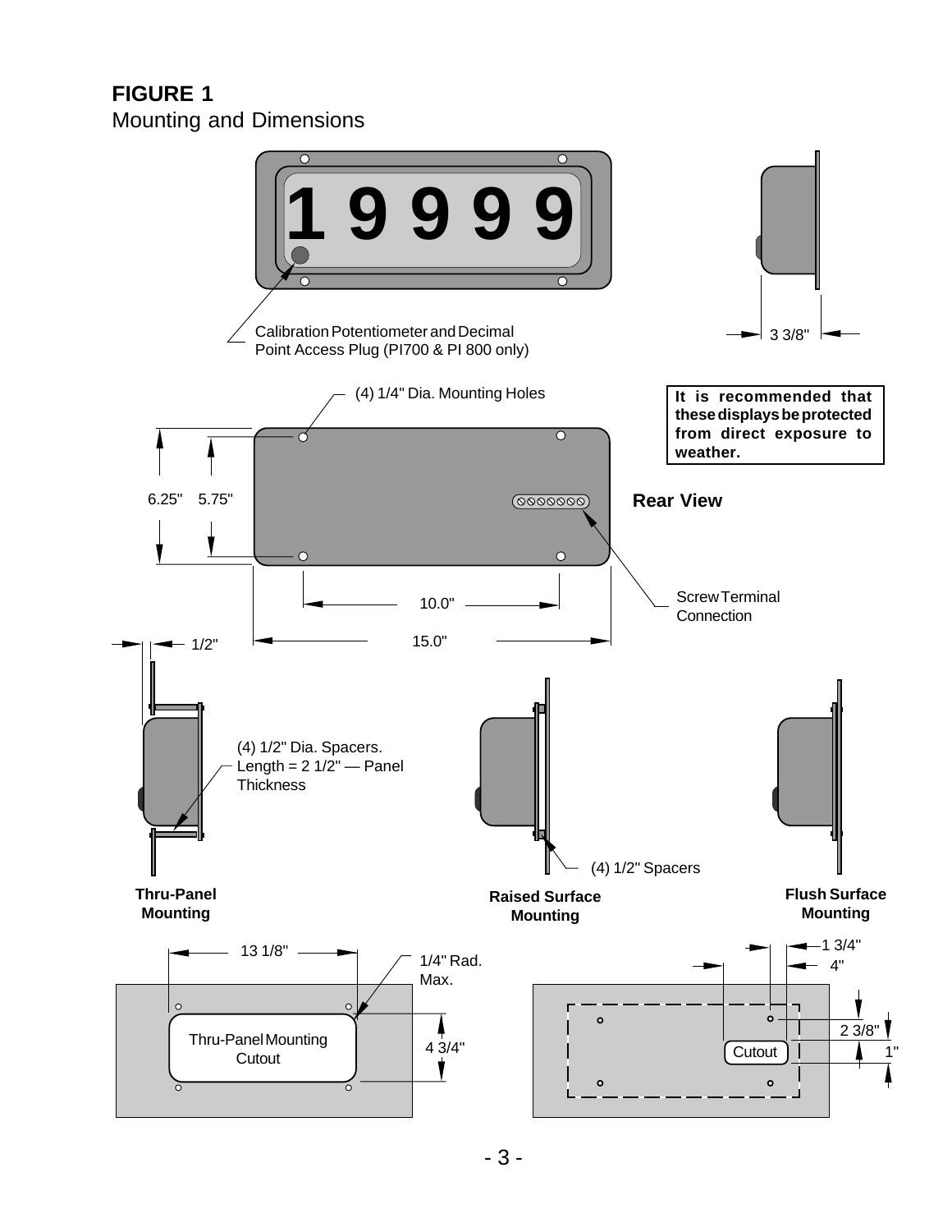**FIGURE 1**
Mounting and Dimensions

1 9 9 9 9

Calibration Potentiometer and Decimal Point Access Plug (PI700 & PI 800 only)

3 3/8"

(4) 1/4" Dia. Mounting Holes

**It is recommended that these displays be protected from direct exposure to weather.**

6.25" 5.75"

**Rear View**

Screw Terminal Connection

10.0"

15.0"

1/2"

(4) 1/2" Dia. Spacers. Length = 2 1/2" — Panel Thickness

(4) 1/2" Spacers

**Thru-Panel Mounting**

**Raised Surface Mounting**

**Flush Surface Mounting**

13 1/8"

1/4" Rad. Max.

Thru-Panel Mounting Cutout

4 3/4"

1 3/4"

4"

Cutout

2 3/8"

1"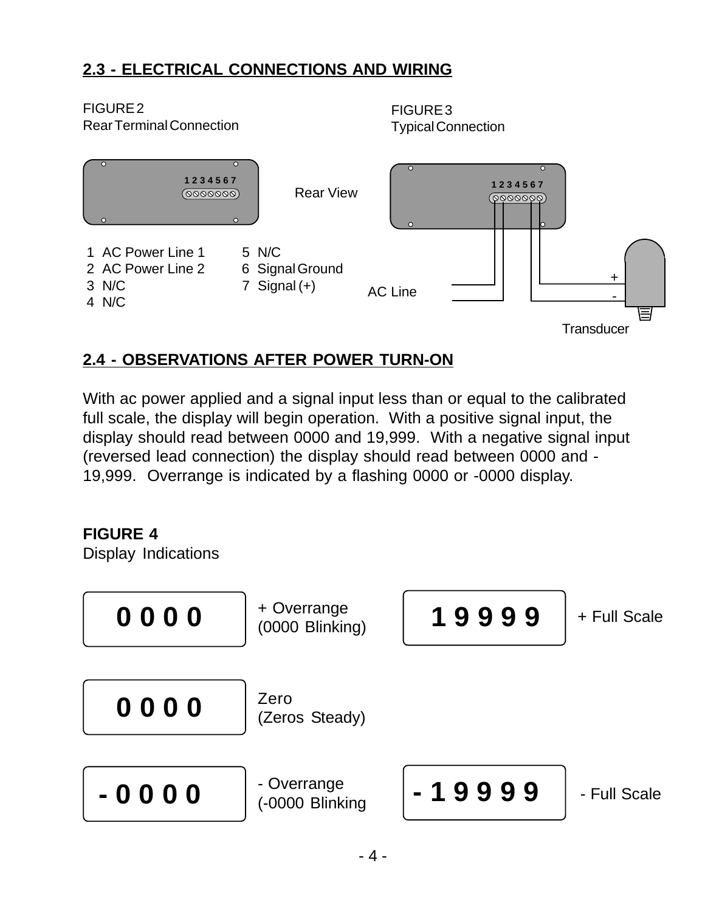## 2.3 - ELECTRICAL CONNECTIONS AND WIRING

FIGURE 2
Rear Terminal Connection

Rear View

1 2 3 4 5 6 7

1 AC Power Line 1
2 AC Power Line 2
3 N/C
4 N/C
5 N/C
6 Signal Ground
7 Signal (+)

FIGURE 3
Typical Connection

1 2 3 4 5 6 7

AC Line

+
-

Transducer

## 2.4 - OBSERVATIONS AFTER POWER TURN-ON

With ac power applied and a signal input less than or equal to the calibrated full scale, the display will begin operation. With a positive signal input, the display should read between 0000 and 19,999. With a negative signal input (reversed lead connection) the display should read between 0000 and -19,999. Overrange is indicated by a flashing 0000 or -0000 display.

**FIGURE 4**
Display Indications

| Display | Indication |
|---|---|
| 0 0 0 0 | + Overrange (0000 Blinking) |
| 1 9 9 9 9 | + Full Scale |
| 0 0 0 0 | Zero (Zeros Steady) |
| - 0 0 0 0 | - Overrange (-0000 Blinking |
| - 1 9 9 9 9 | - Full Scale |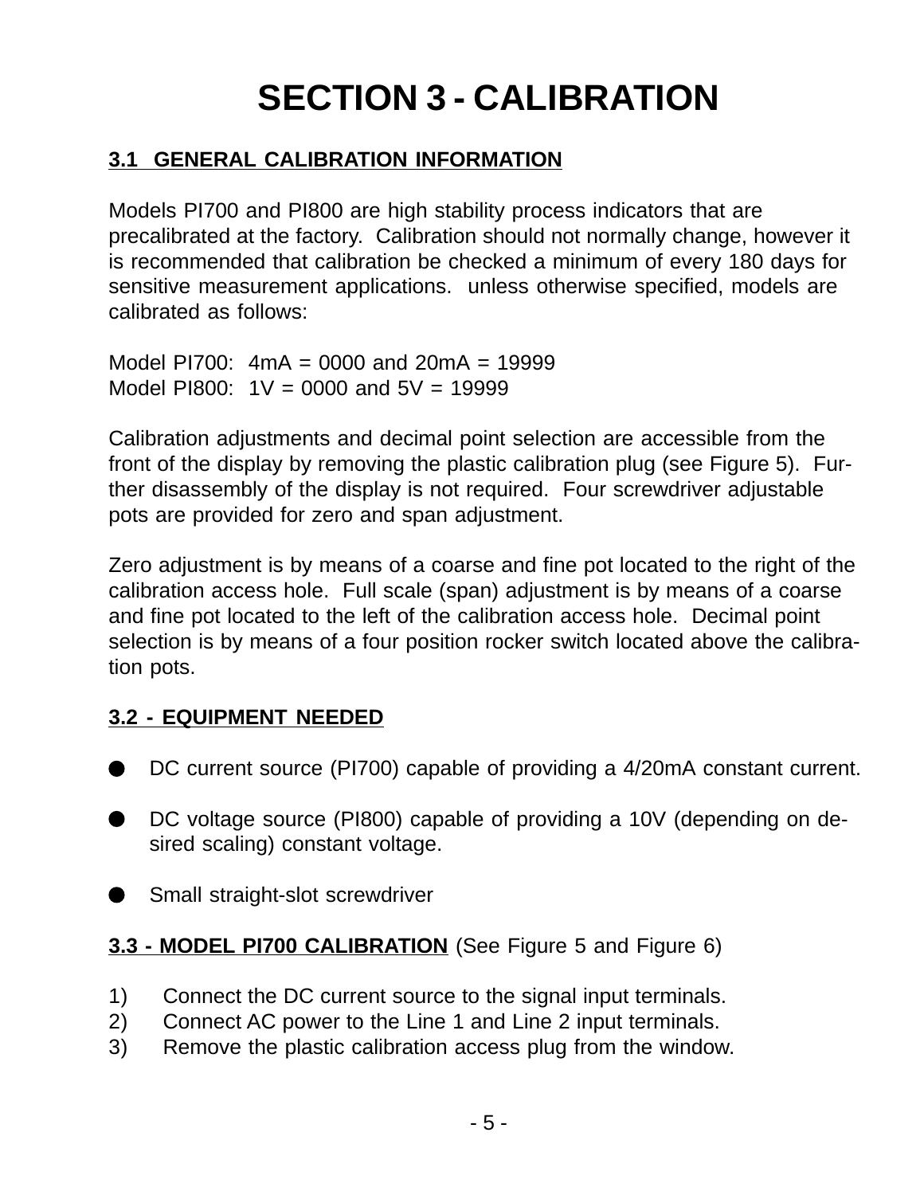# SECTION 3 - CALIBRATION

## 3.1 GENERAL CALIBRATION INFORMATION

Models PI700 and PI800 are high stability process indicators that are precalibrated at the factory. Calibration should not normally change, however it is recommended that calibration be checked a minimum of every 180 days for sensitive measurement applications. unless otherwise specified, models are calibrated as follows:

Model PI700: 4mA = 0000 and 20mA = 19999
Model PI800: 1V = 0000 and 5V = 19999

Calibration adjustments and decimal point selection are accessible from the front of the display by removing the plastic calibration plug (see Figure 5). Further disassembly of the display is not required. Four screwdriver adjustable pots are provided for zero and span adjustment.

Zero adjustment is by means of a coarse and fine pot located to the right of the calibration access hole. Full scale (span) adjustment is by means of a coarse and fine pot located to the left of the calibration access hole. Decimal point selection is by means of a four position rocker switch located above the calibration pots.

## 3.2 - EQUIPMENT NEEDED

- DC current source (PI700) capable of providing a 4/20mA constant current.
- DC voltage source (PI800) capable of providing a 10V (depending on desired scaling) constant voltage.
- Small straight-slot screwdriver

## 3.3 - MODEL PI700 CALIBRATION (See Figure 5 and Figure 6)

1) Connect the DC current source to the signal input terminals.
2) Connect AC power to the Line 1 and Line 2 input terminals.
3) Remove the plastic calibration access plug from the window.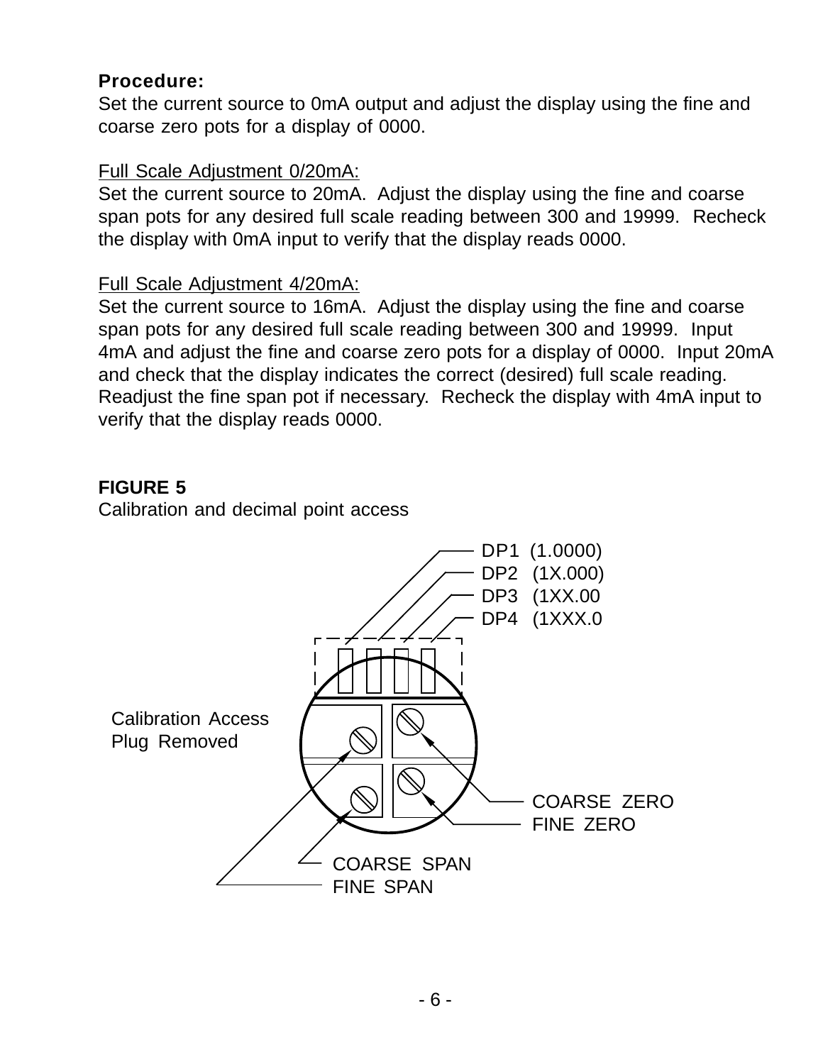**Procedure:**

Set the current source to 0mA output and adjust the display using the fine and coarse zero pots for a display of 0000.

Full Scale Adjustment 0/20mA:

Set the current source to 20mA. Adjust the display using the fine and coarse span pots for any desired full scale reading between 300 and 19999. Recheck the display with 0mA input to verify that the display reads 0000.

Full Scale Adjustment 4/20mA:

Set the current source to 16mA. Adjust the display using the fine and coarse span pots for any desired full scale reading between 300 and 19999. Input 4mA and adjust the fine and coarse zero pots for a display of 0000. Input 20mA and check that the display indicates the correct (desired) full scale reading. Readjust the fine span pot if necessary. Recheck the display with 4mA input to verify that the display reads 0000.

**FIGURE 5**

Calibration and decimal point access

DP1 (1.0000)
DP2 (1X.000)
DP3 (1XX.00
DP4 (1XXX.0

Calibration Access Plug Removed

COARSE ZERO
FINE ZERO

COARSE SPAN
FINE SPAN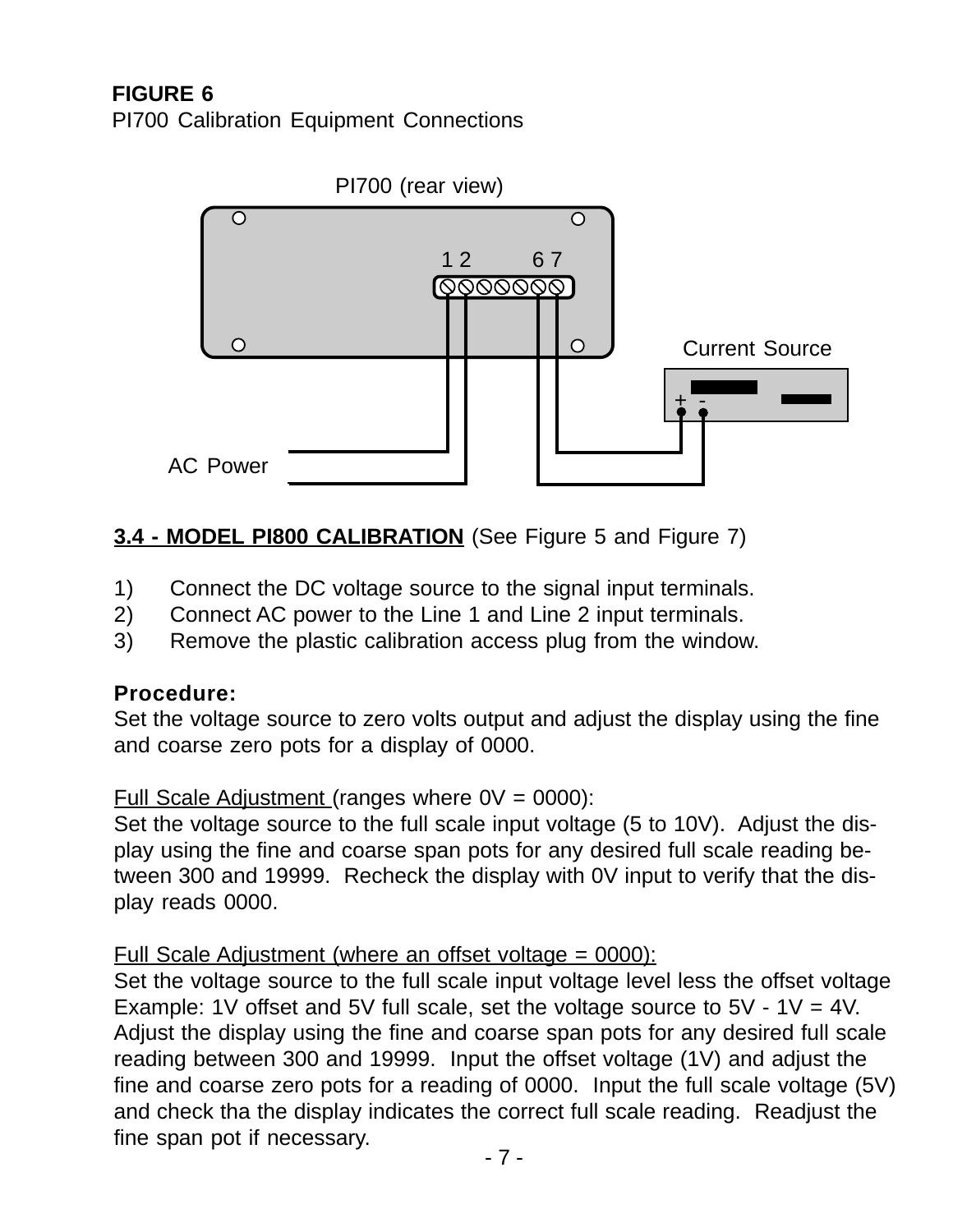**FIGURE 6**
PI700 Calibration Equipment Connections

PI700 (rear view)

1 2 6 7

Current Source

\+ -

AC Power

**3.4 - MODEL PI800 CALIBRATION** (See Figure 5 and Figure 7)

1) Connect the DC voltage source to the signal input terminals.
2) Connect AC power to the Line 1 and Line 2 input terminals.
3) Remove the plastic calibration access plug from the window.

**Procedure:**
Set the voltage source to zero volts output and adjust the display using the fine and coarse zero pots for a display of 0000.

Full Scale Adjustment (ranges where 0V = 0000):
Set the voltage source to the full scale input voltage (5 to 10V). Adjust the display using the fine and coarse span pots for any desired full scale reading between 300 and 19999. Recheck the display with 0V input to verify that the display reads 0000.

Full Scale Adjustment (where an offset voltage = 0000):
Set the voltage source to the full scale input voltage level less the offset voltage Example: 1V offset and 5V full scale, set the voltage source to 5V - 1V = 4V. Adjust the display using the fine and coarse span pots for any desired full scale reading between 300 and 19999. Input the offset voltage (1V) and adjust the fine and coarse zero pots for a reading of 0000. Input the full scale voltage (5V) and check tha the display indicates the correct full scale reading. Readjust the fine span pot if necessary.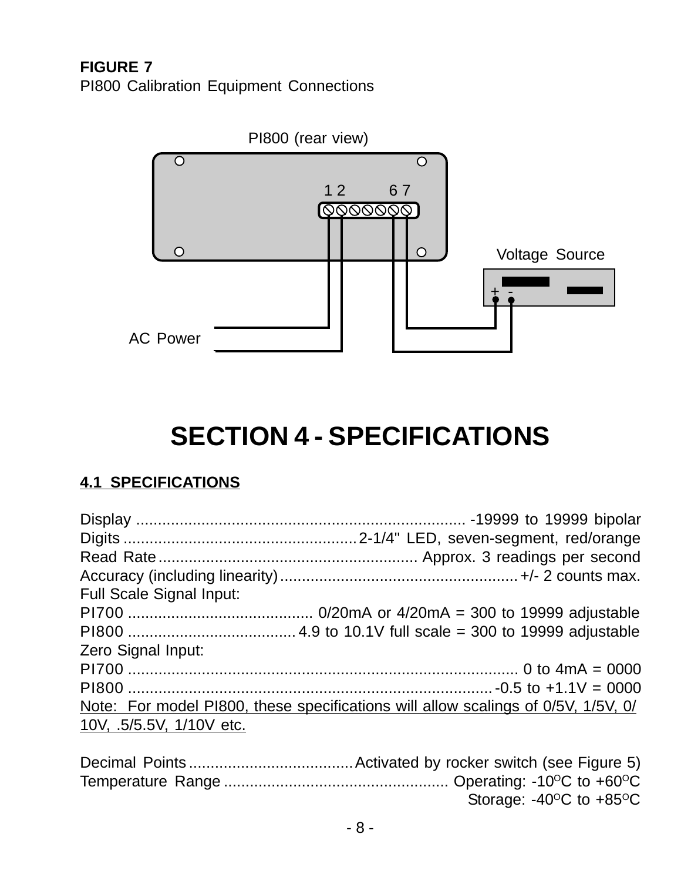**FIGURE 7**
PI800 Calibration Equipment Connections

PI800 (rear view)

1 2 6 7

Voltage Source

+ -

AC Power

# SECTION 4 - SPECIFICATIONS

## 4.1 SPECIFICATIONS

Display ........................................................................... -19999 to 19999 bipolar
Digits ...................................................... 2-1/4" LED, seven-segment, red/orange
Read Rate ........................................................... Approx. 3 readings per second
Accuracy (including linearity) ....................................................... +/- 2 counts max.
Full Scale Signal Input:
PI700 ........................................... 0/20mA or 4/20mA = 300 to 19999 adjustable
PI800 ....................................... 4.9 to 10.1V full scale = 300 to 19999 adjustable
Zero Signal Input:
PI700 ........................................................................................... 0 to 4mA = 0000
PI800 .................................................................................... -0.5 to +1.1V = 0000
Note: For model PI800, these specifications will allow scalings of 0/5V, 1/5V, 0/10V, .5/5.5V, 1/10V etc.

Decimal Points ...................................... Activated by rocker switch (see Figure 5)
Temperature Range .................................................... Operating: -10°C to +60°C
Storage: -40°C to +85°C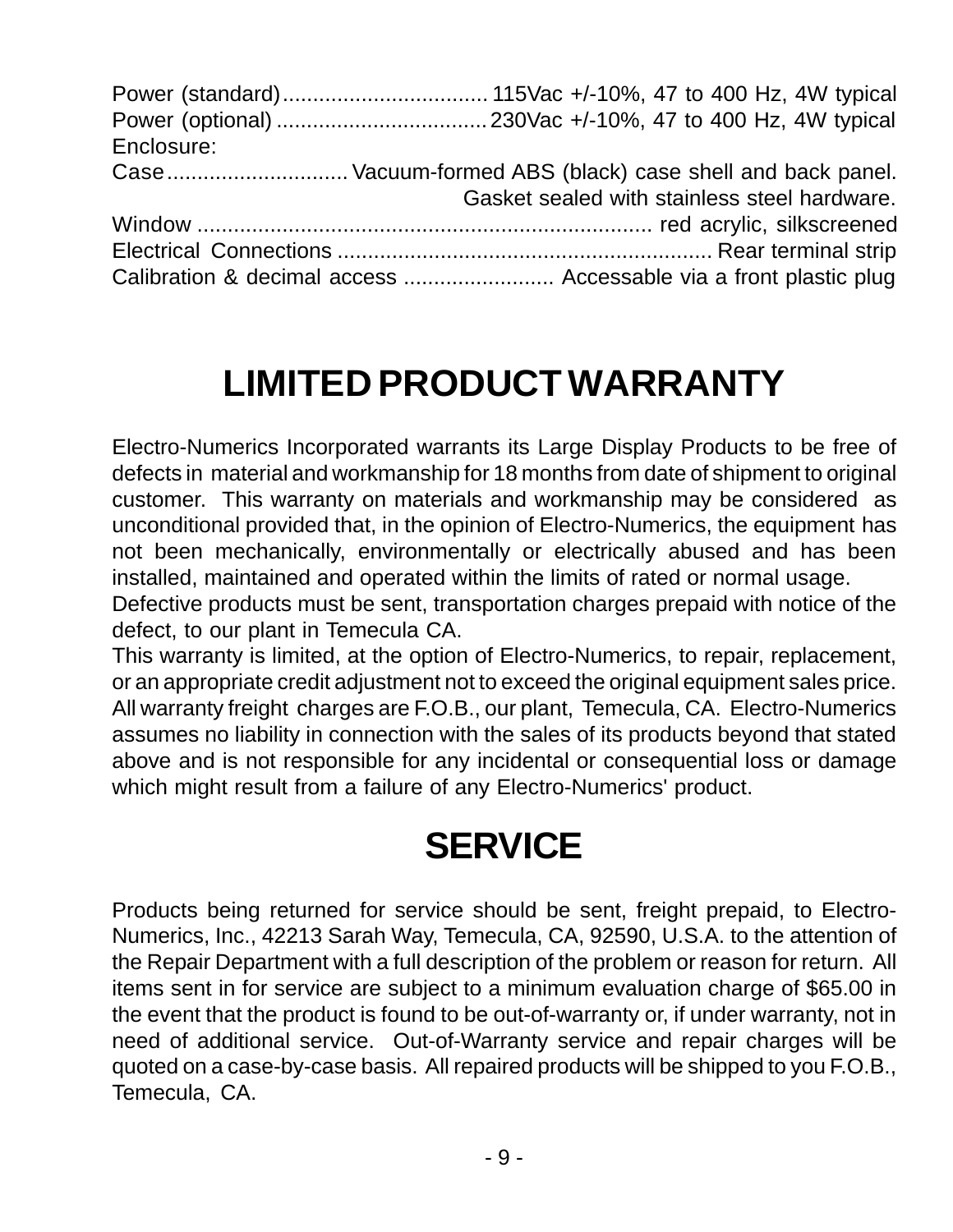Power (standard) ................................ 115Vac +/-10%, 47 to 400 Hz, 4W typical
Power (optional) .................................. 230Vac +/-10%, 47 to 400 Hz, 4W typical
Enclosure:
Case .............................. Vacuum-formed ABS (black) case shell and back panel. Gasket sealed with stainless steel hardware.
Window ........................................................................... red acrylic, silkscreened
Electrical Connections .............................................................. Rear terminal strip
Calibration & decimal access ......................... Accessable via a front plastic plug

# LIMITED PRODUCT WARRANTY

Electro-Numerics Incorporated warrants its Large Display Products to be free of defects in material and workmanship for 18 months from date of shipment to original customer. This warranty on materials and workmanship may be considered as unconditional provided that, in the opinion of Electro-Numerics, the equipment has not been mechanically, environmentally or electrically abused and has been installed, maintained and operated within the limits of rated or normal usage.
Defective products must be sent, transportation charges prepaid with notice of the defect, to our plant in Temecula CA.
This warranty is limited, at the option of Electro-Numerics, to repair, replacement, or an appropriate credit adjustment not to exceed the original equipment sales price. All warranty freight charges are F.O.B., our plant, Temecula, CA. Electro-Numerics assumes no liability in connection with the sales of its products beyond that stated above and is not responsible for any incidental or consequential loss or damage which might result from a failure of any Electro-Numerics' product.

# SERVICE

Products being returned for service should be sent, freight prepaid, to Electro-Numerics, Inc., 42213 Sarah Way, Temecula, CA, 92590, U.S.A. to the attention of the Repair Department with a full description of the problem or reason for return. All items sent in for service are subject to a minimum evaluation charge of $65.00 in the event that the product is found to be out-of-warranty or, if under warranty, not in need of additional service. Out-of-Warranty service and repair charges will be quoted on a case-by-case basis. All repaired products will be shipped to you F.O.B., Temecula, CA.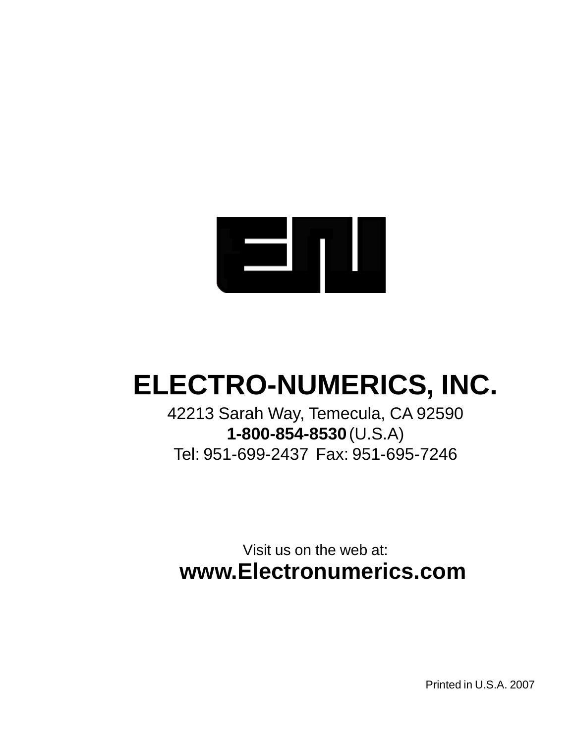# ELECTRO-NUMERICS, INC.

42213 Sarah Way, Temecula, CA 92590

**1-800-854-8530** (U.S.A)

Tel: 951-699-2437 Fax: 951-695-7246

Visit us on the web at:

**www.Electronumerics.com**

Printed in U.S.A. 2007